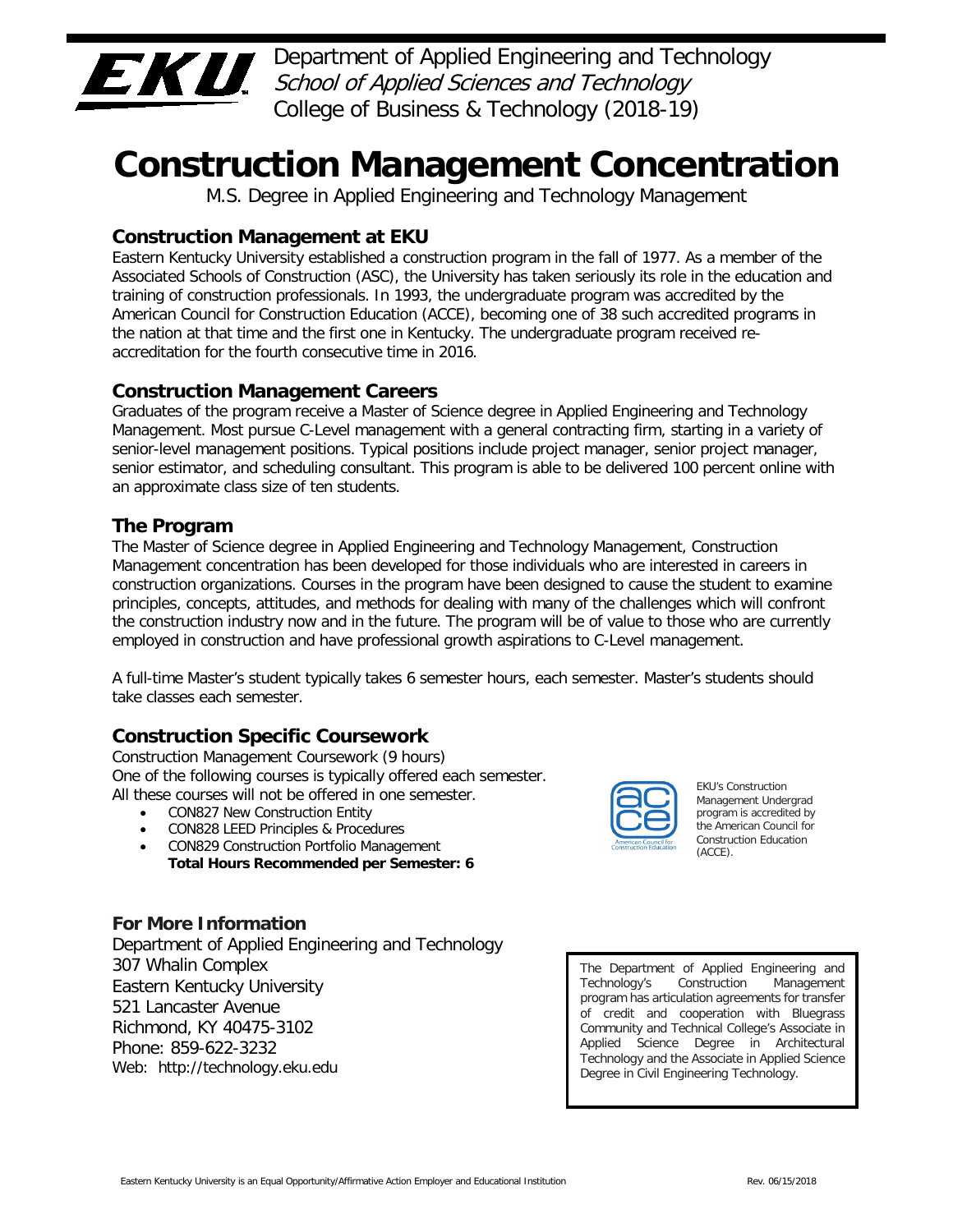Department of Applied Engineering and Technology
*School of Applied Sciences and Technology*
College of Business & Technology (2018-19)

# Construction Management Concentration

M.S. Degree in Applied Engineering and Technology Management

## Construction Management at EKU

Eastern Kentucky University established a construction program in the fall of 1977. As a member of the Associated Schools of Construction (ASC), the University has taken seriously its role in the education and training of construction professionals. In 1993, the undergraduate program was accredited by the American Council for Construction Education (ACCE), becoming one of 38 such accredited programs in the nation at that time and the first one in Kentucky. The undergraduate program received re-accreditation for the fourth consecutive time in 2016.

## Construction Management Careers

Graduates of the program receive a Master of Science degree in Applied Engineering and Technology Management. Most pursue C-Level management with a general contracting firm, starting in a variety of senior-level management positions. Typical positions include project manager, senior project manager, senior estimator, and scheduling consultant. This program is able to be delivered 100 percent online with an approximate class size of ten students.

## The Program

The Master of Science degree in Applied Engineering and Technology Management, Construction Management concentration has been developed for those individuals who are interested in careers in construction organizations. Courses in the program have been designed to cause the student to examine principles, concepts, attitudes, and methods for dealing with many of the challenges which will confront the construction industry now and in the future. The program will be of value to those who are currently employed in construction and have professional growth aspirations to C-Level management.

A full-time Master's student typically takes 6 semester hours, each semester. Master's students should take classes each semester.

## Construction Specific Coursework

Construction Management Coursework (9 hours)
One of the following courses is typically offered each semester.
All these courses will not be offered in one semester.

- CON827 New Construction Entity
- CON828 LEED Principles & Procedures
- CON829 Construction Portfolio Management
  **Total Hours Recommended per Semester: 6**

EKU's Construction Management Undergrad program is accredited by the American Council for Construction Education (ACCE).

## For More Information

Department of Applied Engineering and Technology
307 Whalin Complex
Eastern Kentucky University
521 Lancaster Avenue
Richmond, KY 40475-3102
Phone: 859-622-3232
Web: http://technology.eku.edu

The Department of Applied Engineering and Technology's Construction Management program has articulation agreements for transfer of credit and cooperation with Bluegrass Community and Technical College's Associate in Applied Science Degree in Architectural Technology and the Associate in Applied Science Degree in Civil Engineering Technology.

Eastern Kentucky University is an Equal Opportunity/Affirmative Action Employer and Educational Institution

Rev. 06/15/2018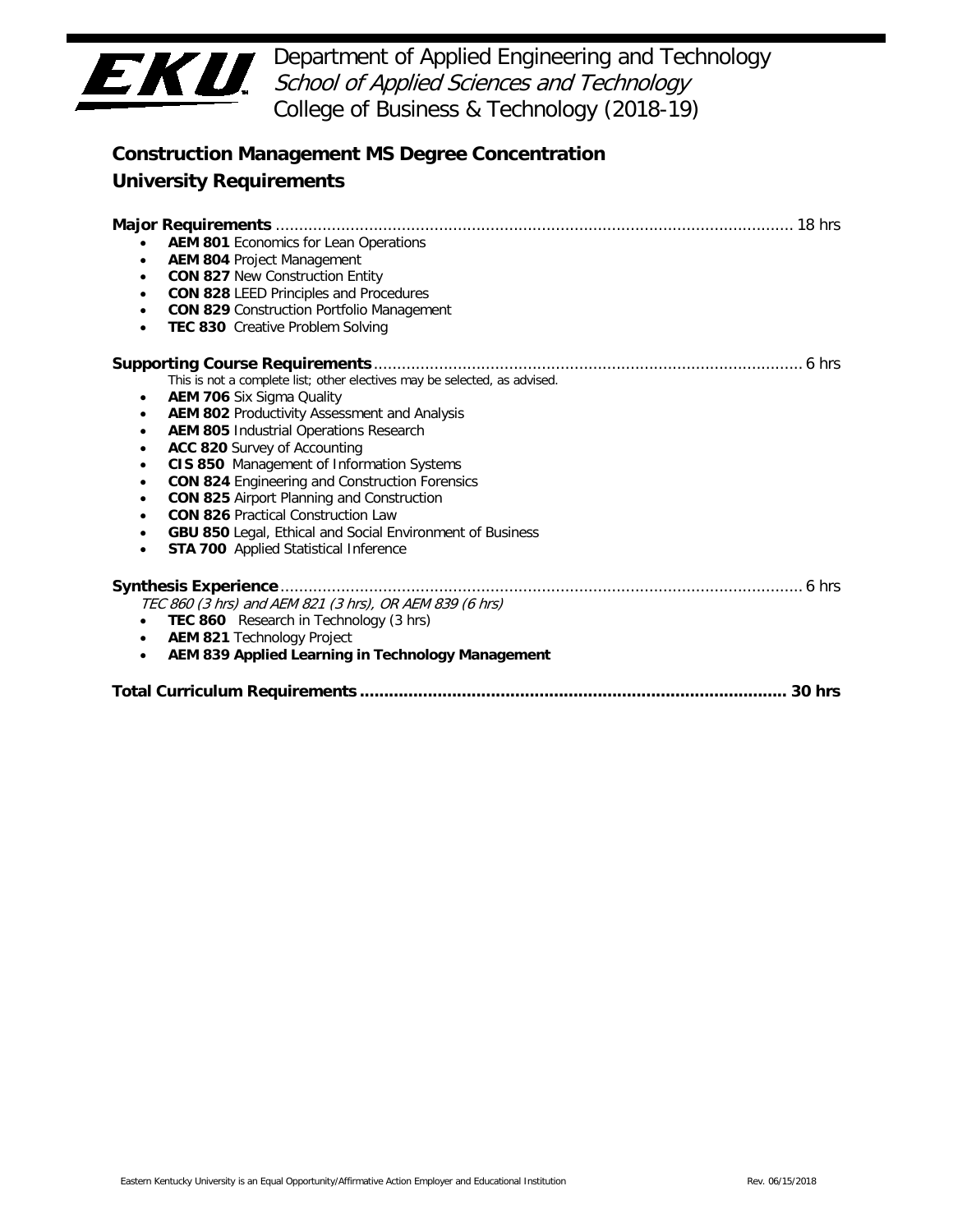Department of Applied Engineering and Technology
*School of Applied Sciences and Technology*
College of Business & Technology (2018-19)

## Construction Management MS Degree Concentration
## University Requirements

**Major Requirements** ............................................................................................................. 18 hrs

- **AEM 801** Economics for Lean Operations
- **AEM 804** Project Management
- **CON 827** New Construction Entity
- **CON 828** LEED Principles and Procedures
- **CON 829** Construction Portfolio Management
- **TEC 830** Creative Problem Solving

**Supporting Course Requirements** ........................................................................................... 6 hrs

This is not a complete list; other electives may be selected, as advised.

- **AEM 706** Six Sigma Quality
- **AEM 802** Productivity Assessment and Analysis
- **AEM 805** Industrial Operations Research
- **ACC 820** Survey of Accounting
- **CIS 850** Management of Information Systems
- **CON 824** Engineering and Construction Forensics
- **CON 825** Airport Planning and Construction
- **CON 826** Practical Construction Law
- **GBU 850** Legal, Ethical and Social Environment of Business
- **STA 700** Applied Statistical Inference

**Synthesis Experience** ............................................................................................................. 6 hrs

*TEC 860 (3 hrs) and AEM 821 (3 hrs), OR AEM 839 (6 hrs)*

- **TEC 860** Research in Technology (3 hrs)
- **AEM 821** Technology Project
- **AEM 839 Applied Learning in Technology Management**

**Total Curriculum Requirements ...................................................................................... 30 hrs**

Eastern Kentucky University is an Equal Opportunity/Affirmative Action Employer and Educational Institution    Rev. 06/15/2018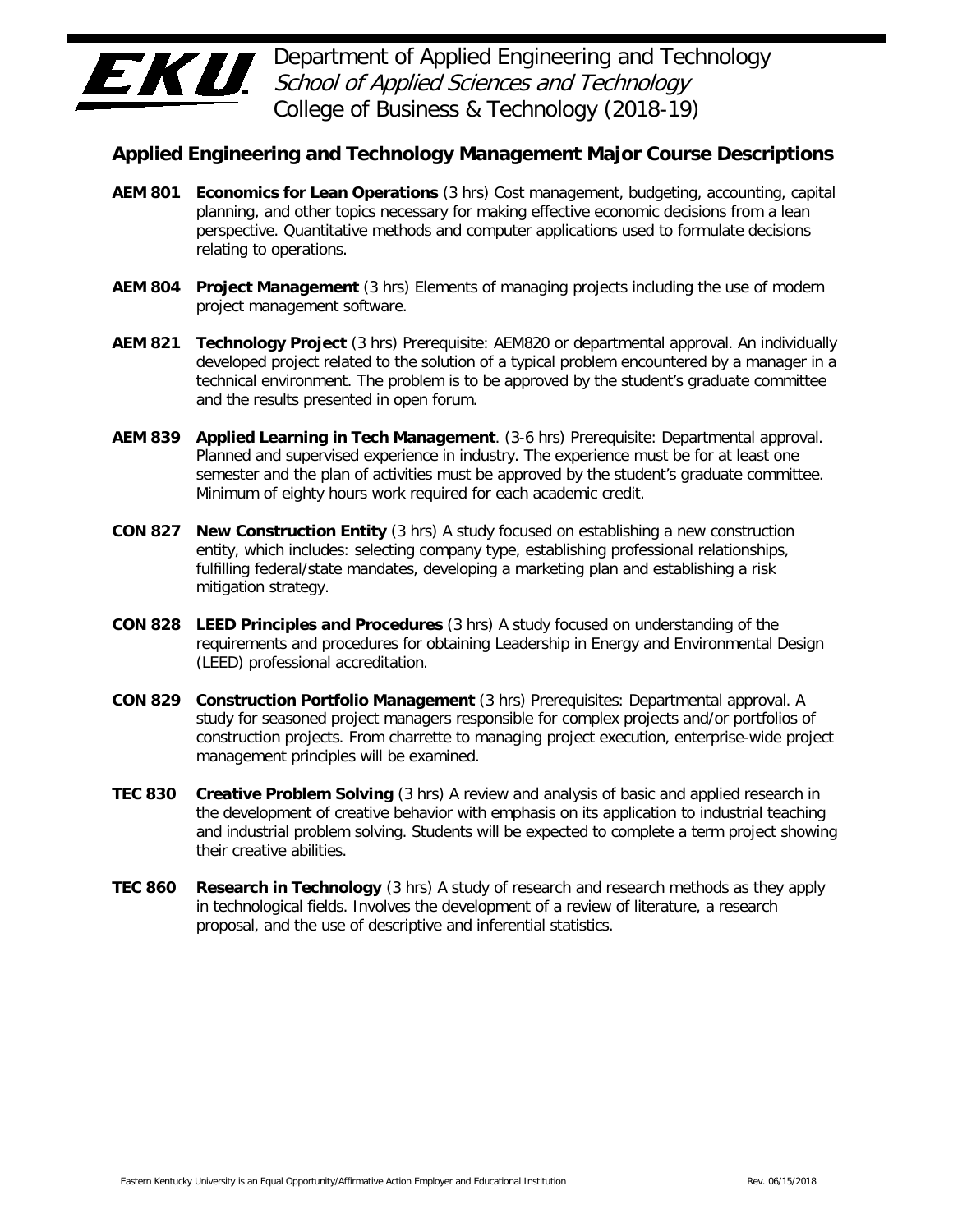Department of Applied Engineering and Technology
*School of Applied Sciences and Technology*
College of Business & Technology (2018-19)

## Applied Engineering and Technology Management Major Course Descriptions

**AEM 801** **Economics for Lean Operations** (3 hrs) Cost management, budgeting, accounting, capital planning, and other topics necessary for making effective economic decisions from a lean perspective. Quantitative methods and computer applications used to formulate decisions relating to operations.

**AEM 804** **Project Management** (3 hrs) Elements of managing projects including the use of modern project management software.

**AEM 821** **Technology Project** (3 hrs) Prerequisite: AEM820 or departmental approval. An individually developed project related to the solution of a typical problem encountered by a manager in a technical environment. The problem is to be approved by the student's graduate committee and the results presented in open forum.

**AEM 839** **Applied Learning in Tech Management**. (3-6 hrs) Prerequisite: Departmental approval. Planned and supervised experience in industry. The experience must be for at least one semester and the plan of activities must be approved by the student's graduate committee. Minimum of eighty hours work required for each academic credit.

**CON 827** **New Construction Entity** (3 hrs) A study focused on establishing a new construction entity, which includes: selecting company type, establishing professional relationships, fulfilling federal/state mandates, developing a marketing plan and establishing a risk mitigation strategy.

**CON 828** **LEED Principles and Procedures** (3 hrs) A study focused on understanding of the requirements and procedures for obtaining Leadership in Energy and Environmental Design (LEED) professional accreditation.

**CON 829** **Construction Portfolio Management** (3 hrs) Prerequisites: Departmental approval. A study for seasoned project managers responsible for complex projects and/or portfolios of construction projects. From charrette to managing project execution, enterprise-wide project management principles will be examined.

**TEC 830** **Creative Problem Solving** (3 hrs) A review and analysis of basic and applied research in the development of creative behavior with emphasis on its application to industrial teaching and industrial problem solving. Students will be expected to complete a term project showing their creative abilities.

**TEC 860** **Research in Technology** (3 hrs) A study of research and research methods as they apply in technological fields. Involves the development of a review of literature, a research proposal, and the use of descriptive and inferential statistics.

Eastern Kentucky University is an Equal Opportunity/Affirmative Action Employer and Educational Institution

Rev. 06/15/2018